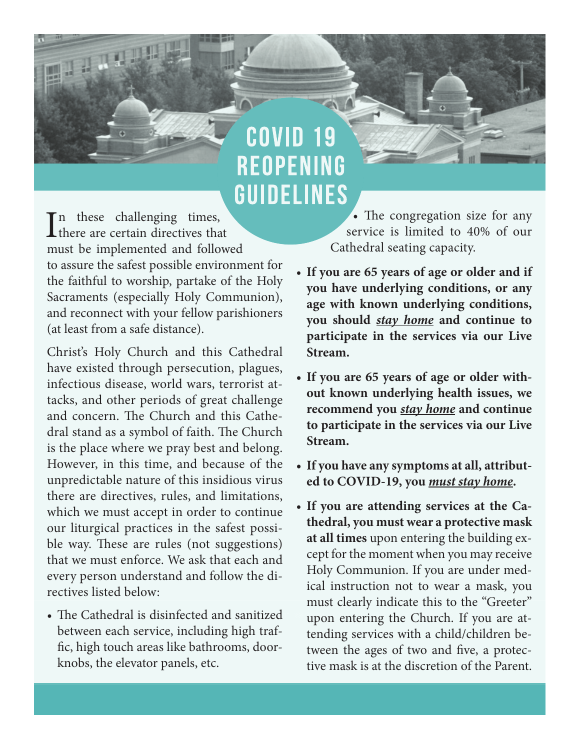# COVID 19 REOPENING GUIDELINES

In these challenging times, there are certain directives that must be implemented and followed to assure the safest possible environment for the faithful to worship, partake of the Holy Sacraments (especially Holy Communion), and reconnect with your fellow parishioners (at least from a safe distance).

Christ's Holy Church and this Cathedral have existed through persecution, plagues, infectious disease, world wars, terrorist attacks, and other periods of great challenge and concern. The Church and this Cathedral stand as a symbol of faith. The Church is the place where we pray best and belong. However, in this time, and because of the unpredictable nature of this insidious virus there are directives, rules, and limitations, which we must accept in order to continue our liturgical practices in the safest possible way. These are rules (not suggestions) that we must enforce. We ask that each and every person understand and follow the directives listed below:

- The Cathedral is disinfected and sanitized between each service, including high traffic, high touch areas like bathrooms, doorknobs, the elevator panels, etc.
- The congregation size for any service is limited to 40% of our Cathedral seating capacity.
- **If you are 65 years of age or older and if you have underlying conditions, or any age with known underlying conditions, you should *stay home* and continue to participate in the services via our Live Stream.**
- **If you are 65 years of age or older without known underlying health issues, we recommend you *stay home* and continue to participate in the services via our Live Stream.**
- **If you have any symptoms at all, attributed to COVID-19, you *must stay home*.**
- **If you are attending services at the Cathedral, you must wear a protective mask at all times** upon entering the building except for the moment when you may receive Holy Communion. If you are under medical instruction not to wear a mask, you must clearly indicate this to the "Greeter" upon entering the Church. If you are attending services with a child/children between the ages of two and five, a protective mask is at the discretion of the Parent.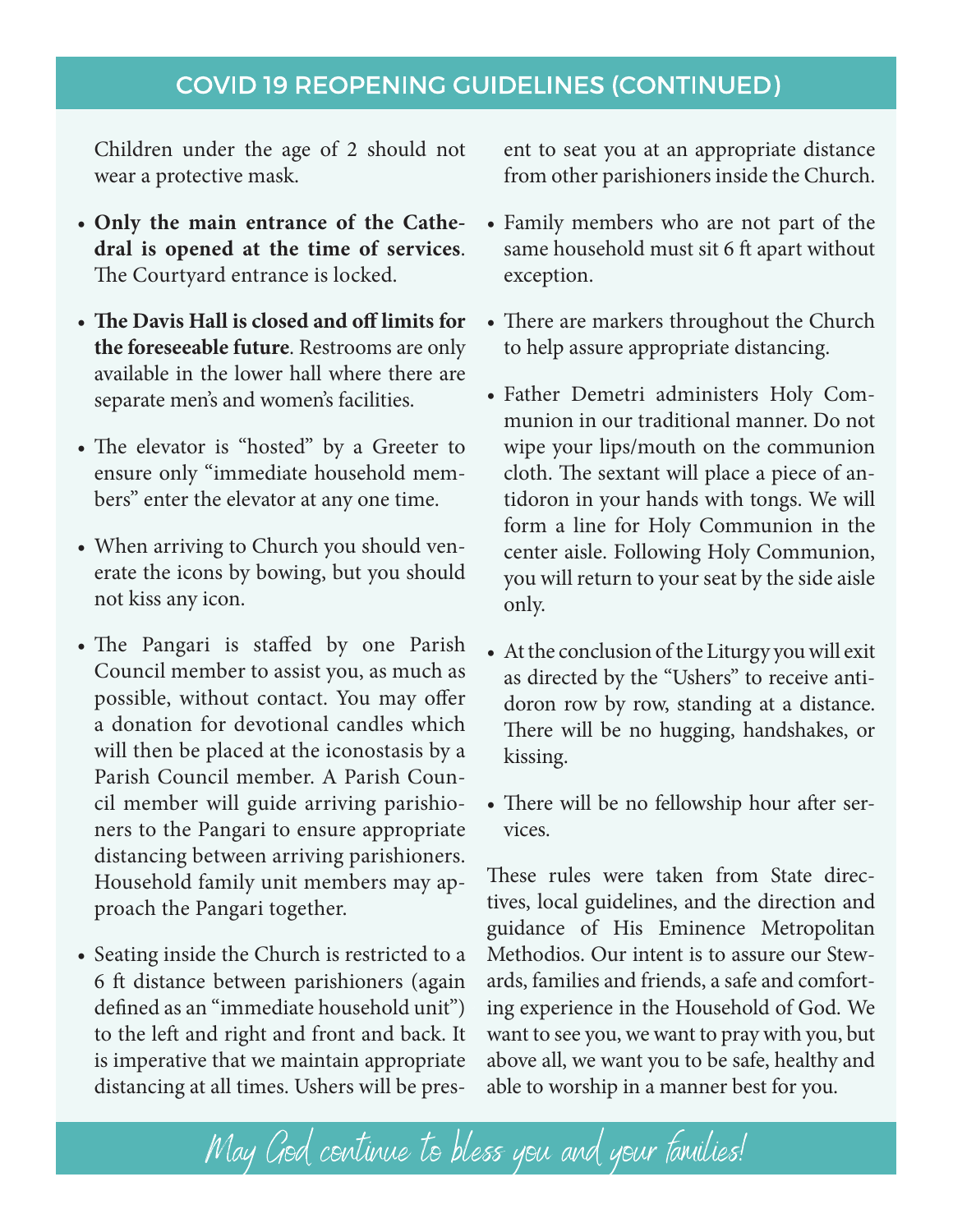## COVID 19 REOPENING GUIDELINES (CONTINUED)

Children under the age of 2 should not wear a protective mask.

- **Only the main entrance of the Cathedral is opened at the time of services**. The Courtyard entrance is locked.
- **The Davis Hall is closed and off limits for the foreseeable future**. Restrooms are only available in the lower hall where there are separate men's and women's facilities.
- The elevator is "hosted" by a Greeter to ensure only "immediate household members" enter the elevator at any one time.
- When arriving to Church you should venerate the icons by bowing, but you should not kiss any icon.
- The Pangari is staffed by one Parish Council member to assist you, as much as possible, without contact. You may offer a donation for devotional candles which will then be placed at the iconostasis by a Parish Council member. A Parish Council member will guide arriving parishioners to the Pangari to ensure appropriate distancing between arriving parishioners. Household family unit members may approach the Pangari together.
- Seating inside the Church is restricted to a 6 ft distance between parishioners (again defined as an "immediate household unit") to the left and right and front and back. It is imperative that we maintain appropriate distancing at all times. Ushers will be present to seat you at an appropriate distance from other parishioners inside the Church.
- Family members who are not part of the same household must sit 6 ft apart without exception.
- There are markers throughout the Church to help assure appropriate distancing.
- Father Demetri administers Holy Communion in our traditional manner. Do not wipe your lips/mouth on the communion cloth. The sextant will place a piece of antidoron in your hands with tongs. We will form a line for Holy Communion in the center aisle. Following Holy Communion, you will return to your seat by the side aisle only.
- At the conclusion of the Liturgy you will exit as directed by the "Ushers" to receive antidoron row by row, standing at a distance. There will be no hugging, handshakes, or kissing.
- There will be no fellowship hour after services.

These rules were taken from State directives, local guidelines, and the direction and guidance of His Eminence Metropolitan Methodios. Our intent is to assure our Stewards, families and friends, a safe and comforting experience in the Household of God. We want to see you, we want to pray with you, but above all, we want you to be safe, healthy and able to worship in a manner best for you.

*May God continue to bless you and your families!*